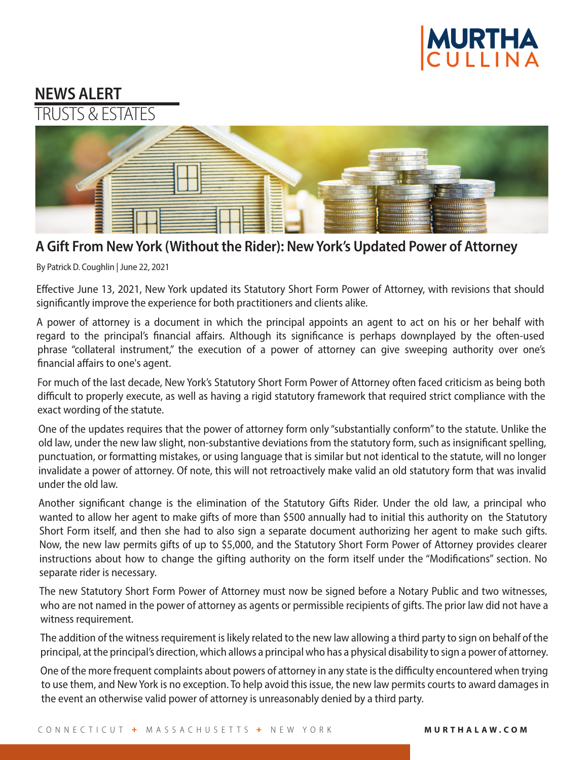**NEWS ALERT**

TRUSTS & ESTATES

# A Gift From New York (Without the Rider): New York's Updated Power of Attorney

By Patrick D. Coughlin | June 22, 2021

Effective June 13, 2021, New York updated its Statutory Short Form Power of Attorney, with revisions that should significantly improve the experience for both practitioners and clients alike.

A power of attorney is a document in which the principal appoints an agent to act on his or her behalf with regard to the principal's financial affairs. Although its significance is perhaps downplayed by the often-used phrase "collateral instrument," the execution of a power of attorney can give sweeping authority over one's financial affairs to one's agent.

For much of the last decade, New York's Statutory Short Form Power of Attorney often faced criticism as being both difficult to properly execute, as well as having a rigid statutory framework that required strict compliance with the exact wording of the statute.

One of the updates requires that the power of attorney form only "substantially conform" to the statute. Unlike the old law, under the new law slight, non-substantive deviations from the statutory form, such as insignificant spelling, punctuation, or formatting mistakes, or using language that is similar but not identical to the statute, will no longer invalidate a power of attorney. Of note, this will not retroactively make valid an old statutory form that was invalid under the old law.

Another significant change is the elimination of the Statutory Gifts Rider. Under the old law, a principal who wanted to allow her agent to make gifts of more than $500 annually had to initial this authority on the Statutory Short Form itself, and then she had to also sign a separate document authorizing her agent to make such gifts. Now, the new law permits gifts of up to $5,000, and the Statutory Short Form Power of Attorney provides clearer instructions about how to change the gifting authority on the form itself under the "Modifications" section. No separate rider is necessary.

The new Statutory Short Form Power of Attorney must now be signed before a Notary Public and two witnesses, who are not named in the power of attorney as agents or permissible recipients of gifts. The prior law did not have a witness requirement.

The addition of the witness requirement is likely related to the new law allowing a third party to sign on behalf of the principal, at the principal's direction, which allows a principal who has a physical disability to sign a power of attorney.

One of the more frequent complaints about powers of attorney in any state is the difficulty encountered when trying to use them, and New York is no exception. To help avoid this issue, the new law permits courts to award damages in the event an otherwise valid power of attorney is unreasonably denied by a third party.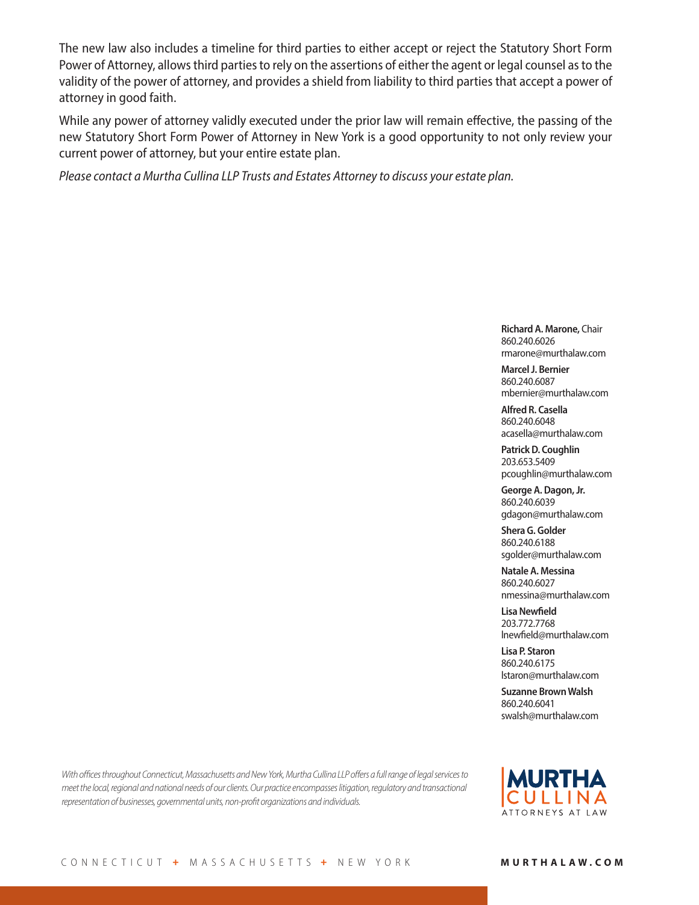The new law also includes a timeline for third parties to either accept or reject the Statutory Short Form Power of Attorney, allows third parties to rely on the assertions of either the agent or legal counsel as to the validity of the power of attorney, and provides a shield from liability to third parties that accept a power of attorney in good faith.

While any power of attorney validly executed under the prior law will remain effective, the passing of the new Statutory Short Form Power of Attorney in New York is a good opportunity to not only review your current power of attorney, but your entire estate plan.

*Please contact a Murtha Cullina LLP Trusts and Estates Attorney to discuss your estate plan.*

**Richard A. Marone,** Chair
860.240.6026
rmarone@murthalaw.com

**Marcel J. Bernier**
860.240.6087
mbernier@murthalaw.com

**Alfred R. Casella**
860.240.6048
acasella@murthalaw.com

**Patrick D. Coughlin**
203.653.5409
pcoughlin@murthalaw.com

**George A. Dagon, Jr.**
860.240.6039
gdagon@murthalaw.com

**Shera G. Golder**
860.240.6188
sgolder@murthalaw.com

**Natale A. Messina**
860.240.6027
nmessina@murthalaw.com

**Lisa Newfield**
203.772.7768
lnewfield@murthalaw.com

**Lisa P. Staron**
860.240.6175
lstaron@murthalaw.com

**Suzanne Brown Walsh**
860.240.6041
swalsh@murthalaw.com

*With offices throughout Connecticut, Massachusetts and New York, Murtha Cullina LLP offers a full range of legal services to meet the local, regional and national needs of our clients. Our practice encompasses litigation, regulatory and transactional representation of businesses, governmental units, non-profit organizations and individuals.*

MURTHA CULLINA
ATTORNEYS AT LAW

CONNECTICUT + MASSACHUSETTS + NEW YORK

**MURTHALAW.COM**